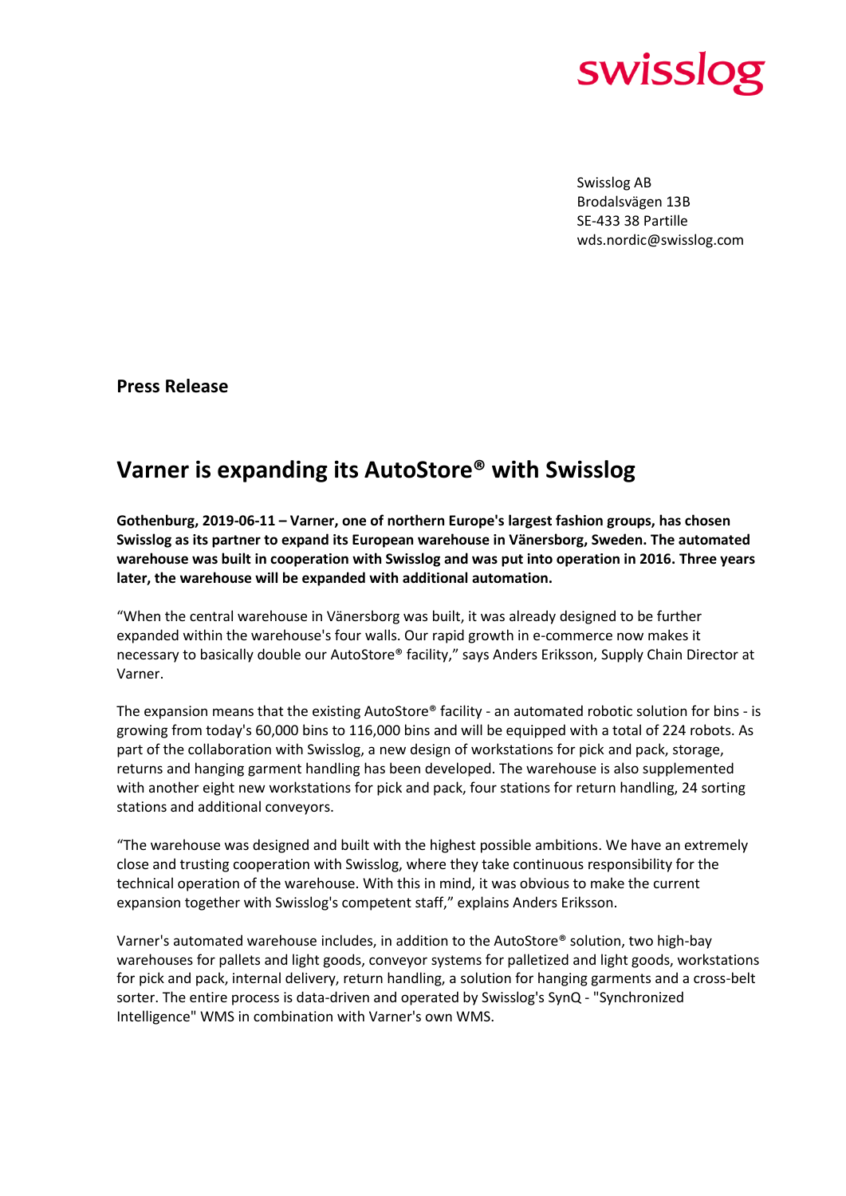swisslog

Swisslog AB
Brodalsvägen 13B
SE-433 38 Partille
wds.nordic@swisslog.com

**Press Release**

# Varner is expanding its AutoStore® with Swisslog

**Gothenburg, 2019-06-11 – Varner, one of northern Europe's largest fashion groups, has chosen Swisslog as its partner to expand its European warehouse in Vänersborg, Sweden. The automated warehouse was built in cooperation with Swisslog and was put into operation in 2016. Three years later, the warehouse will be expanded with additional automation.**

"When the central warehouse in Vänersborg was built, it was already designed to be further expanded within the warehouse's four walls. Our rapid growth in e-commerce now makes it necessary to basically double our AutoStore® facility," says Anders Eriksson, Supply Chain Director at Varner.

The expansion means that the existing AutoStore® facility - an automated robotic solution for bins - is growing from today's 60,000 bins to 116,000 bins and will be equipped with a total of 224 robots. As part of the collaboration with Swisslog, a new design of workstations for pick and pack, storage, returns and hanging garment handling has been developed. The warehouse is also supplemented with another eight new workstations for pick and pack, four stations for return handling, 24 sorting stations and additional conveyors.

"The warehouse was designed and built with the highest possible ambitions. We have an extremely close and trusting cooperation with Swisslog, where they take continuous responsibility for the technical operation of the warehouse. With this in mind, it was obvious to make the current expansion together with Swisslog's competent staff," explains Anders Eriksson.

Varner's automated warehouse includes, in addition to the AutoStore® solution, two high-bay warehouses for pallets and light goods, conveyor systems for palletized and light goods, workstations for pick and pack, internal delivery, return handling, a solution for hanging garments and a cross-belt sorter. The entire process is data-driven and operated by Swisslog's SynQ - "Synchronized Intelligence" WMS in combination with Varner's own WMS.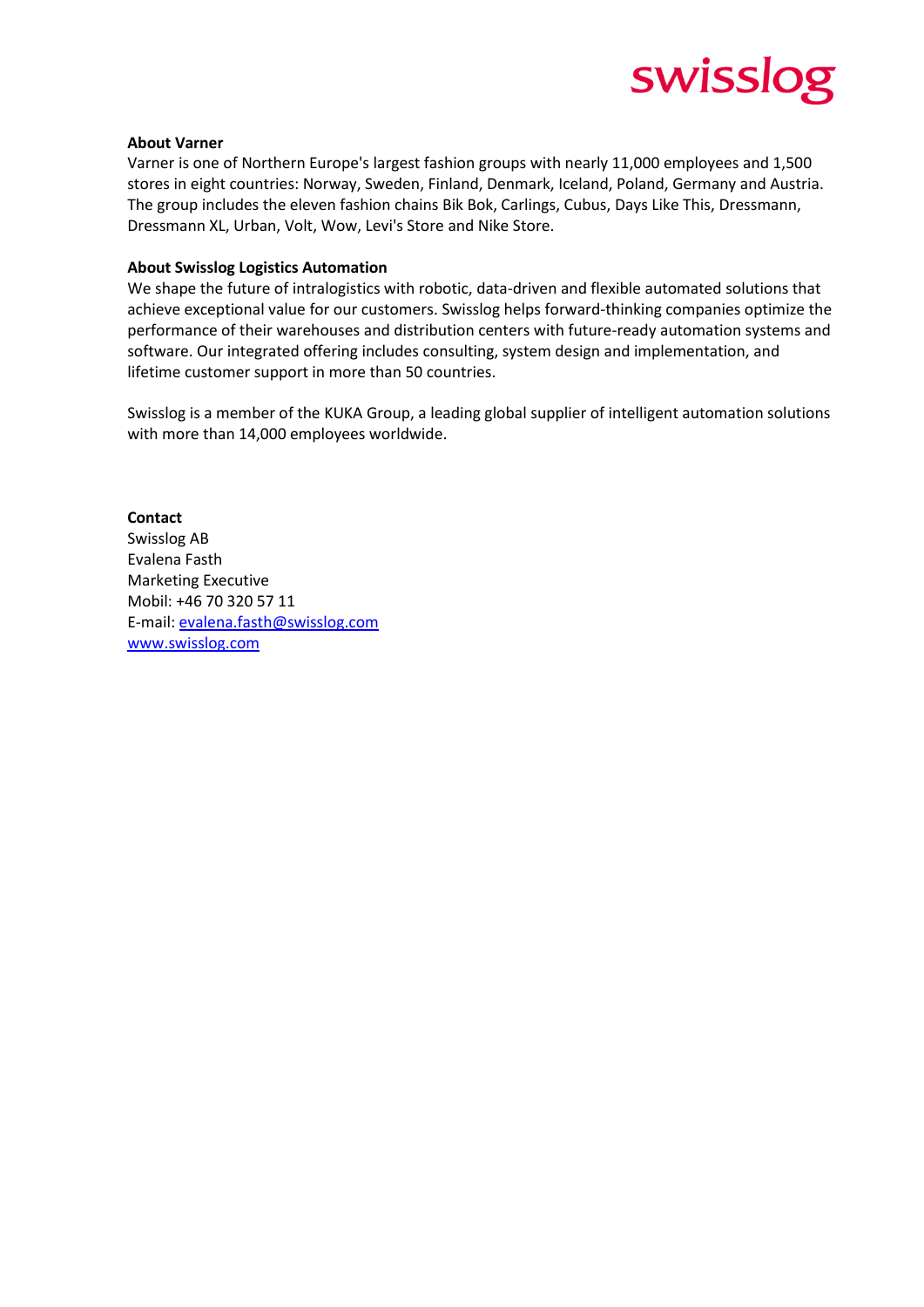**About Varner**
Varner is one of Northern Europe's largest fashion groups with nearly 11,000 employees and 1,500 stores in eight countries: Norway, Sweden, Finland, Denmark, Iceland, Poland, Germany and Austria. The group includes the eleven fashion chains Bik Bok, Carlings, Cubus, Days Like This, Dressmann, Dressmann XL, Urban, Volt, Wow, Levi's Store and Nike Store.

**About Swisslog Logistics Automation**
We shape the future of intralogistics with robotic, data-driven and flexible automated solutions that achieve exceptional value for our customers. Swisslog helps forward-thinking companies optimize the performance of their warehouses and distribution centers with future-ready automation systems and software. Our integrated offering includes consulting, system design and implementation, and lifetime customer support in more than 50 countries.

Swisslog is a member of the KUKA Group, a leading global supplier of intelligent automation solutions with more than 14,000 employees worldwide.

**Contact**
Swisslog AB
Evalena Fasth
Marketing Executive
Mobil: +46 70 320 57 11
E-mail: [evalena.fasth@swisslog.com](mailto:evalena.fasth@swisslog.com)
[www.swisslog.com](http://www.swisslog.com)